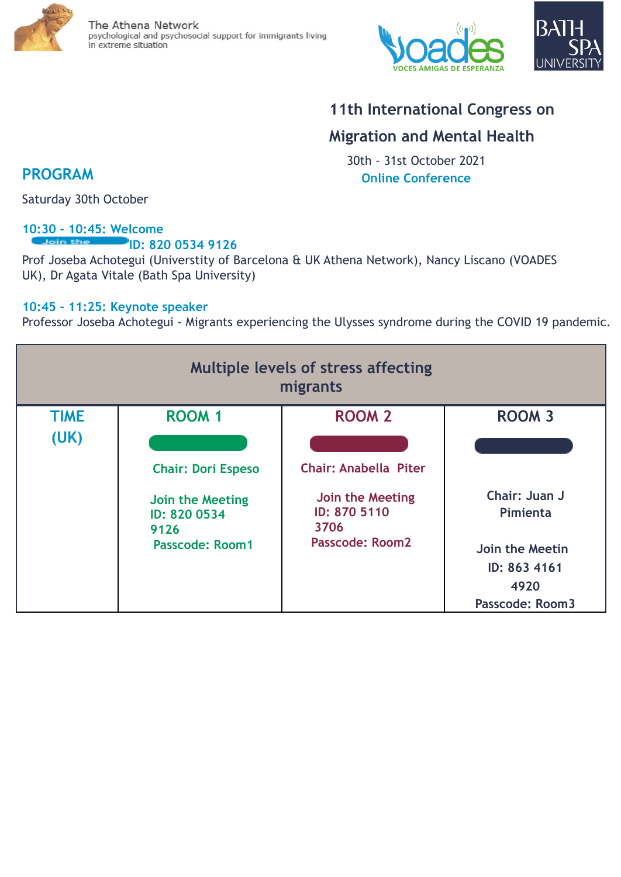The Athena Network
psychological and psychosocial support for immigrants living in extreme situation

VOADES
VOCES AMIGAS DE ESPERANZA

BATH SPA UNIVERSITY

# 11th International Congress on Migration and Mental Health

30th - 31st October 2021

**Online Conference**

## PROGRAM

Saturday 30th October

**10:30 - 10:45: Welcome**

Join the **ID: 820 0534 9126**

Prof Joseba Achotegui (Universtity of Barcelona & UK Athena Network), Nancy Liscano (VOADES UK), Dr Agata Vitale (Bath Spa University)

**10:45 - 11:25: Keynote speaker**

Professor Joseba Achotegui - Migrants experiencing the Ulysses syndrome during the COVID 19 pandemic.

| Multiple levels of stress affecting migrants | | | |
|---|---|---|---|
| TIME (UK) | ROOM 1 | ROOM 2 | ROOM 3 |
| | Chair: Dori Espeso<br><br>Join the Meeting<br>ID: 820 0534 9126<br>Passcode: Room1 | Chair: Anabella Piter<br><br>Join the Meeting<br>ID: 870 5110 3706<br>Passcode: Room2 | Chair: Juan J Pimienta<br><br>Join the Meetin<br>ID: 863 4161 4920<br>Passcode: Room3 |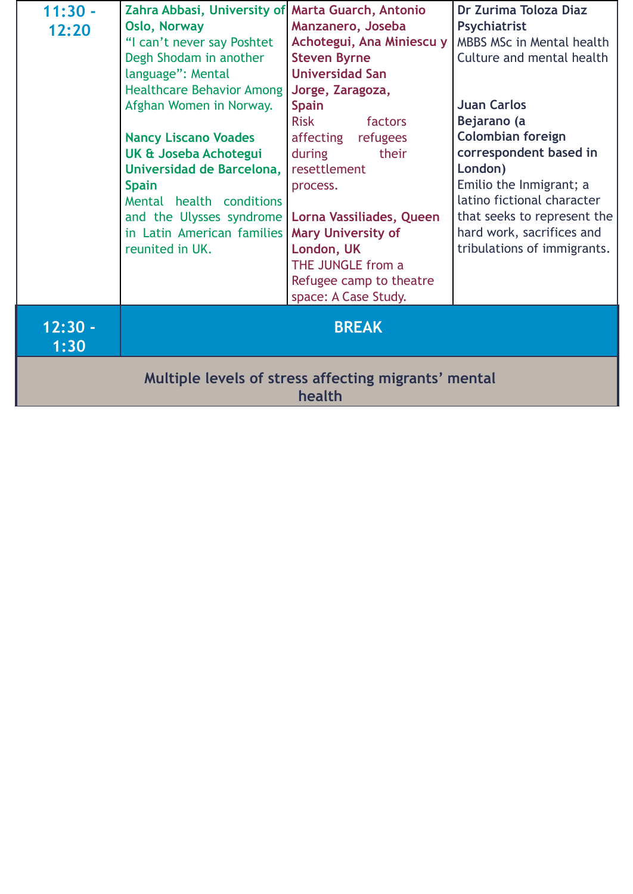| 11:30 - 12:20 | **Zahra Abbasi, University of Oslo, Norway**<br>“I can’t never say Poshtet Degh Shodam in another language”: Mental Healthcare Behavior Among Afghan Women in Norway.<br><br>**Nancy Liscano Voades UK & Joseba Achotegui Universidad de Barcelona, Spain**<br>Mental health conditions and the Ulysses syndrome in Latin American families reunited in UK. | **Marta Guarch, Antonio Manzanero, Joseba Achotegui, Ana Miniescu y Steven Byrne Universidad San Jorge, Zaragoza, Spain**<br>Risk factors affecting refugees during their resettlement process.<br><br>**Lorna Vassiliades, Queen Mary University of London, UK**<br>THE JUNGLE from a Refugee camp to theatre space: A Case Study. | **Dr Zurima Toloza Diaz Psychiatrist**<br>MBBS MSc in Mental health Culture and mental health<br><br>**Juan Carlos Bejarano (a Colombian foreign correspondent based in London)**<br>Emilio the Inmigrant; a latino fictional character that seeks to represent the hard work, sacrifices and tribulations of immigrants. |
|---|---|---|---|
| 12:30 - 1:30 | **BREAK** | | |

**Multiple levels of stress affecting migrants’ mental health**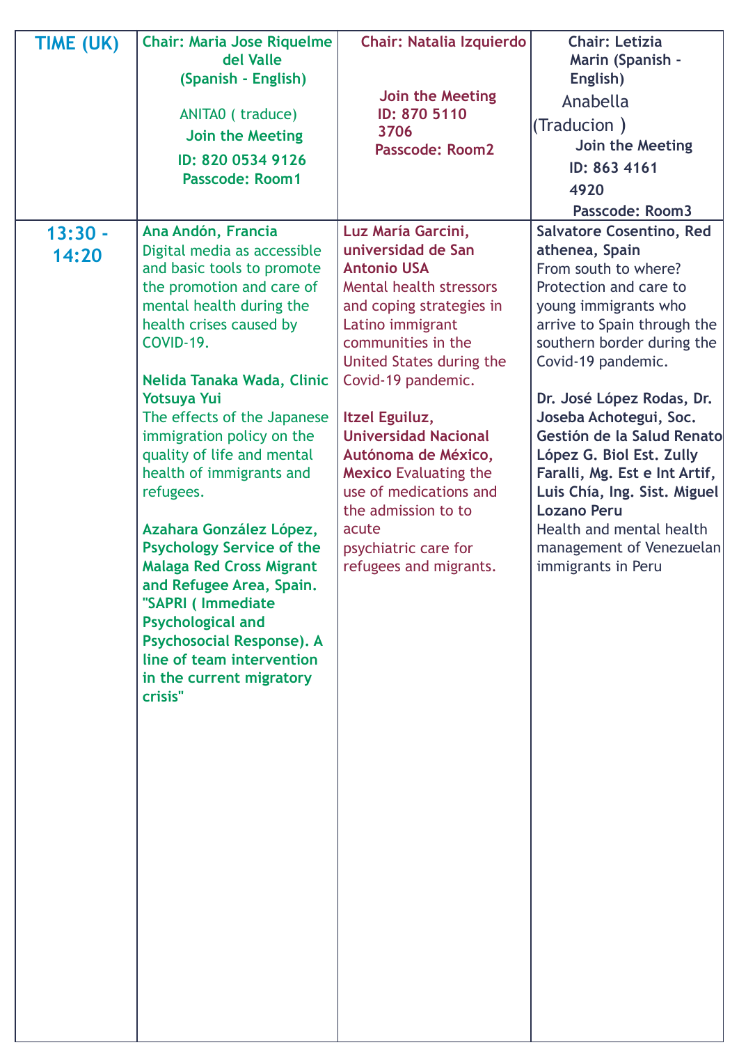| TIME (UK) | Chair: Maria Jose Riquelme del Valle (Spanish - English)<br>ANITA0 ( traduce)<br>Join the Meeting<br>ID: 820 0534 9126<br>Passcode: Room1 | Chair: Natalia Izquierdo<br>Join the Meeting<br>ID: 870 5110 3706<br>Passcode: Room2 | Chair: Letizia Marin (Spanish - English)<br>Anabella (Traducion )<br>Join the Meeting<br>ID: 863 4161 4920<br>Passcode: Room3 |
|---|---|---|---|
| 13:30 - 14:20 | **Ana Andón, Francia**<br>Digital media as accessible and basic tools to promote the promotion and care of mental health during the health crises caused by COVID-19.<br><br>**Nelida Tanaka Wada, Clinic Yotsuya Yui**<br>The effects of the Japanese immigration policy on the quality of life and mental health of immigrants and refugees.<br><br>**Azahara González López, Psychology Service of the Malaga Red Cross Migrant and Refugee Area, Spain. "SAPRI ( Immediate Psychological and Psychosocial Response). A line of team intervention in the current migratory crisis"** | **Luz María Garcini, universidad de San Antonio USA**<br>Mental health stressors and coping strategies in Latino immigrant communities in the United States during the Covid-19 pandemic.<br><br>**Itzel Eguiluz, Universidad Nacional Autónoma de México, Mexico** Evaluating the use of medications and the admission to to acute psychiatric care for refugees and migrants. | **Salvatore Cosentino, Red athenea, Spain**<br>From south to where? Protection and care to young immigrants who arrive to Spain through the southern border during the Covid-19 pandemic.<br><br>**Dr. José López Rodas, Dr. Joseba Achotegui, Soc. Gestión de la Salud Renato López G. Biol Est. Zully Faralli, Mg. Est e Int Artif, Luis Chía, Ing. Sist. Miguel Lozano Peru**<br>Health and mental health management of Venezuelan immigrants in Peru |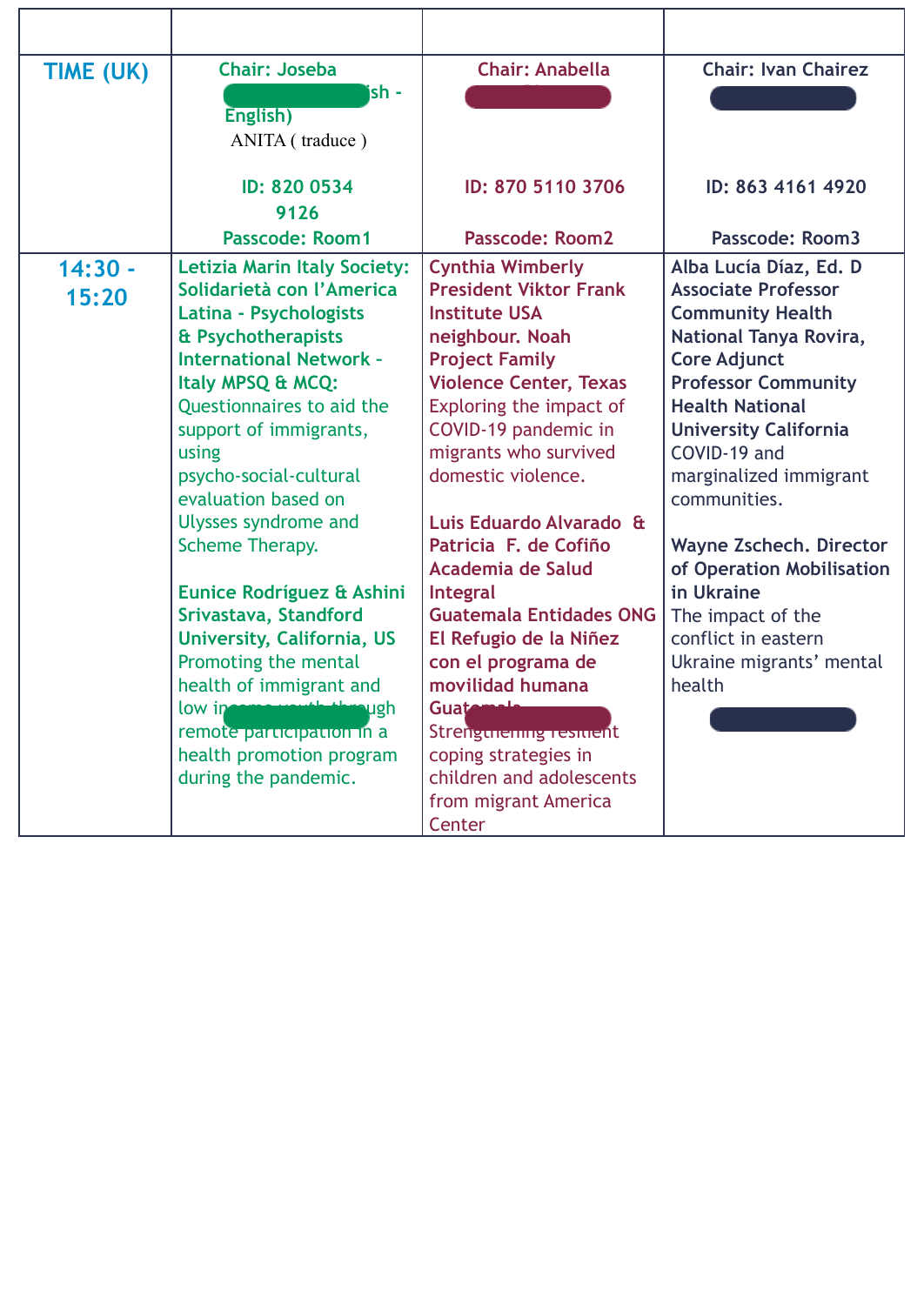| | | | |
|---|---|---|---|
| **TIME (UK)** | **Chair: Joseba** **ish - English)** ANITA ( traduce ) **ID: 820 0534 9126** **Passcode: Room1** | **Chair: Anabella** **ID: 870 5110 3706** **Passcode: Room2** | **Chair: Ivan Chairez** **ID: 863 4161 4920** **Passcode: Room3** |
| **14:30 - 15:20** | **Letizia Marin Italy Society: Solidarietà con l'America Latina - Psychologists & Psychotherapists International Network - Italy MPSQ & MCQ:** Questionnaires to aid the support of immigrants, using psycho-social-cultural evaluation based on Ulysses syndrome and Scheme Therapy. **Eunice Rodríguez & Ashini Srivastava, Standford University, California, US** Promoting the mental health of immigrant and low in... ugh remote participation in a health promotion program during the pandemic. | **Cynthia Wimberly President Viktor Frank Institute USA neighbour. Noah Project Family Violence Center, Texas** Exploring the impact of COVID-19 pandemic in migrants who survived domestic violence. **Luis Eduardo Alvarado & Patricia F. de Cofiño Academia de Salud Integral Guatemala Entidades ONG El Refugio de la Niñez con el programa de movilidad humana Guat...** Strengthening resilient coping strategies in children and adolescents from migrant America Center | **Alba Lucía Díaz, Ed. D Associate Professor Community Health National Tanya Rovira, Core Adjunct Professor Community Health National University California** COVID-19 and marginalized immigrant communities. **Wayne Zschech. Director of Operation Mobilisation in Ukraine** The impact of the conflict in eastern Ukraine migrants' mental health |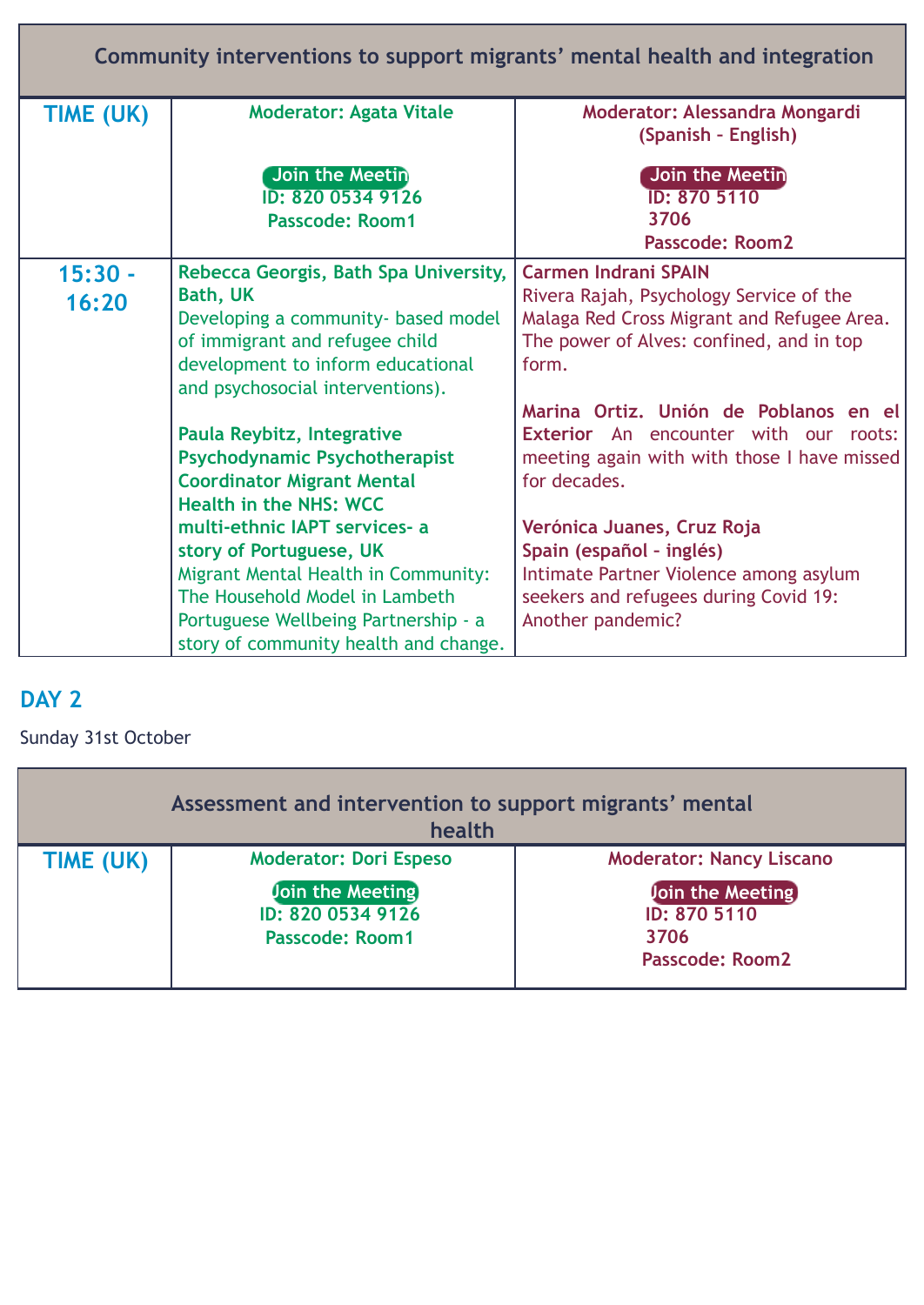| Community interventions to support migrants' mental health and integration | | |
|---|---|---|
| **TIME (UK)** | **Moderator: Agata Vitale**<br><br>**Join the Meetin**<br>**ID: 820 0534 9126**<br>**Passcode: Room1** | **Moderator: Alessandra Mongardi (Spanish – English)**<br><br>**Join the Meetin**<br>**ID: 870 5110 3706**<br>**Passcode: Room2** |
| **15:30 - 16:20** | **Rebecca Georgis, Bath Spa University, Bath, UK**<br>Developing a community- based model of immigrant and refugee child development to inform educational and psychosocial interventions).<br><br>**Paula Reybitz, Integrative Psychodynamic Psychotherapist Coordinator Migrant Mental Health in the NHS: WCC multi-ethnic IAPT services- a story of Portuguese, UK**<br>Migrant Mental Health in Community: The Household Model in Lambeth Portuguese Wellbeing Partnership - a story of community health and change. | **Carmen Indrani SPAIN**<br>Rivera Rajah, Psychology Service of the Malaga Red Cross Migrant and Refugee Area. The power of Alves: confined, and in top form.<br><br>**Marina Ortiz. Unión de Poblanos en el Exterior** An encounter with our roots: meeting again with with those I have missed for decades.<br><br>**Verónica Juanes, Cruz Roja Spain (español - inglés)**<br>Intimate Partner Violence among asylum seekers and refugees during Covid 19: Another pandemic? |

## DAY 2

Sunday 31st October

| Assessment and intervention to support migrants' mental health | | |
|---|---|---|
| **TIME (UK)** | **Moderator: Dori Espeso**<br><br>**Join the Meeting**<br>**ID: 820 0534 9126**<br>**Passcode: Room1** | **Moderator: Nancy Liscano**<br><br>**Join the Meeting**<br>**ID: 870 5110 3706**<br>**Passcode: Room2** |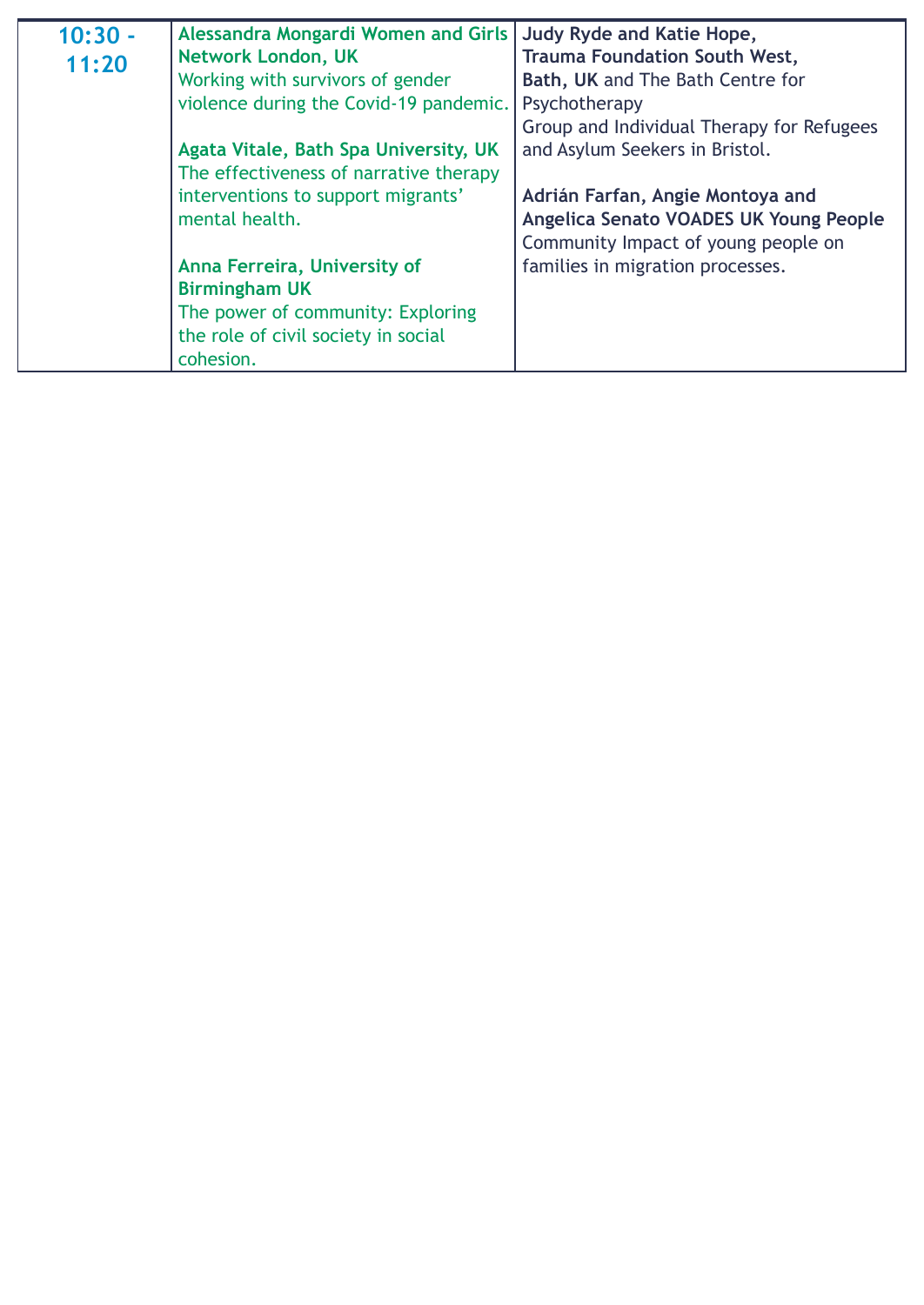| 10:30 - 11:20 | **Alessandra Mongardi Women and Girls Network London, UK**<br>Working with survivors of gender violence during the Covid-19 pandemic.<br><br>**Agata Vitale, Bath Spa University, UK**<br>The effectiveness of narrative therapy interventions to support migrants' mental health.<br><br>**Anna Ferreira, University of Birmingham UK**<br>The power of community: Exploring the role of civil society in social cohesion. | **Judy Ryde and Katie Hope, Trauma Foundation South West, Bath, UK** and The Bath Centre for Psychotherapy<br>Group and Individual Therapy for Refugees and Asylum Seekers in Bristol.<br><br>**Adrián Farfan, Angie Montoya and Angelica Senato VOADES UK Young People**<br>Community Impact of young people on families in migration processes. |
|---|---|---|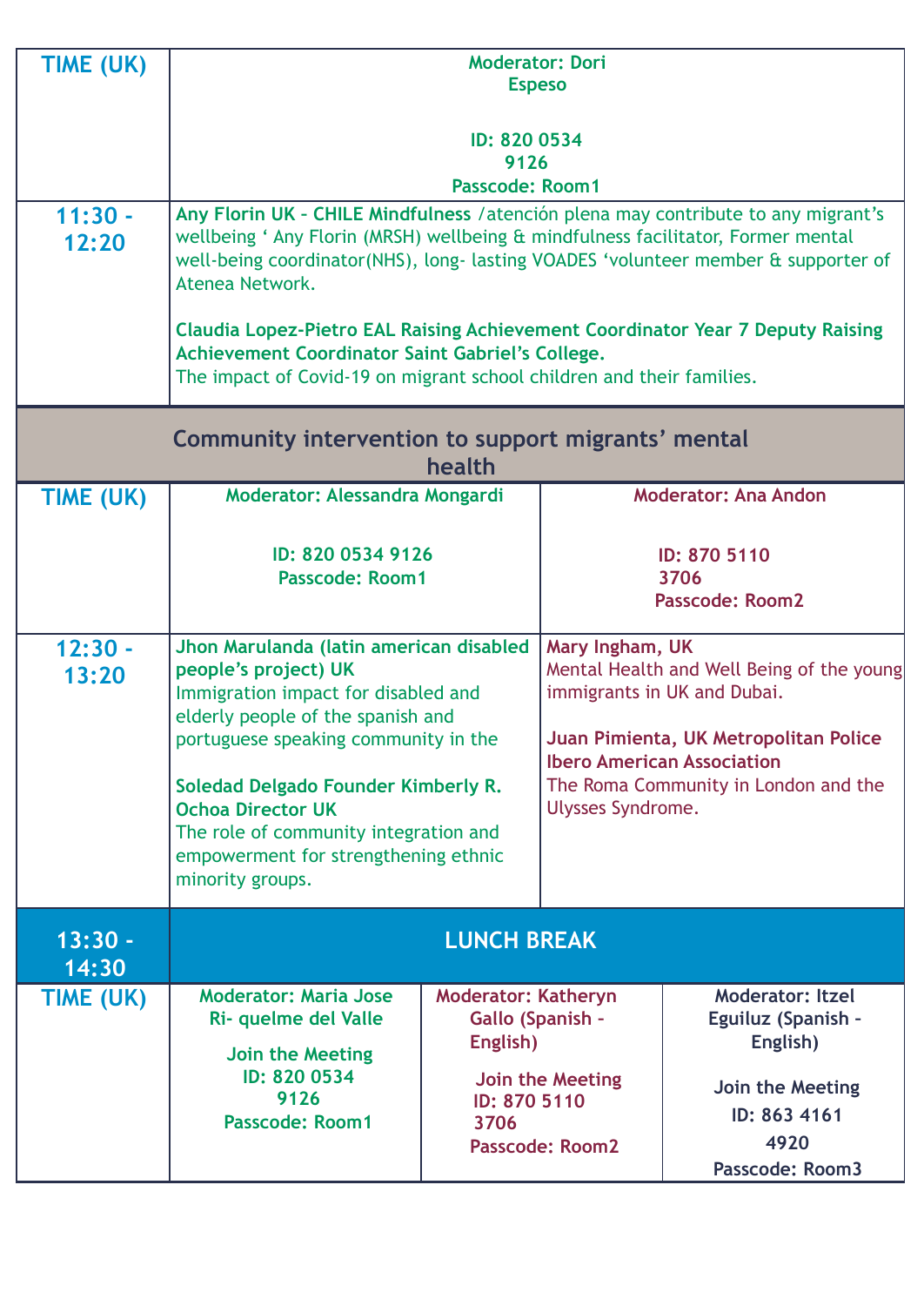| TIME (UK) | Moderator: Dori Espeso<br><br>ID: 820 0534 9126<br>Passcode: Room1 |
|---|---|
| 11:30 - 12:20 | **Any Florin UK - CHILE Mindfulness** /atención plena may contribute to any migrant's wellbeing ' Any Florin (MRSH) wellbeing & mindfulness facilitator, Former mental well-being coordinator(NHS), long- lasting VOADES 'volunteer member & supporter of Atenea Network.<br><br>**Claudia Lopez-Pietro EAL Raising Achievement Coordinator Year 7 Deputy Raising Achievement Coordinator Saint Gabriel's College.**<br>The impact of Covid-19 on migrant school children and their families. |

## Community intervention to support migrants' mental health

| TIME (UK) | Moderator: Alessandra Mongardi<br><br>ID: 820 0534 9126<br>Passcode: Room1 | Moderator: Ana Andon<br><br>ID: 870 5110 3706<br>Passcode: Room2 |
|---|---|---|
| 12:30 - 13:20 | **Jhon Marulanda (latin american disabled people's project) UK**<br>Immigration impact for disabled and elderly people of the spanish and portuguese speaking community in the<br><br>**Soledad Delgado Founder Kimberly R. Ochoa Director UK**<br>The role of community integration and empowerment for strengthening ethnic minority groups. | **Mary Ingham, UK**<br>Mental Health and Well Being of the young immigrants in UK and Dubai.<br><br>**Juan Pimienta, UK Metropolitan Police Ibero American Association**<br>The Roma Community in London and the Ulysses Syndrome. |

| 13:30 - 14:30 | LUNCH BREAK | | |
|---|---|---|---|
| TIME (UK) | Moderator: Maria Jose Ri- quelme del Valle<br><br>Join the Meeting<br>ID: 820 0534 9126<br>Passcode: Room1 | Moderator: Katheryn Gallo (Spanish - English)<br><br>Join the Meeting<br>ID: 870 5110 3706<br>Passcode: Room2 | Moderator: Itzel Eguiluz (Spanish - English)<br><br>Join the Meeting<br>ID: 863 4161 4920<br>Passcode: Room3 |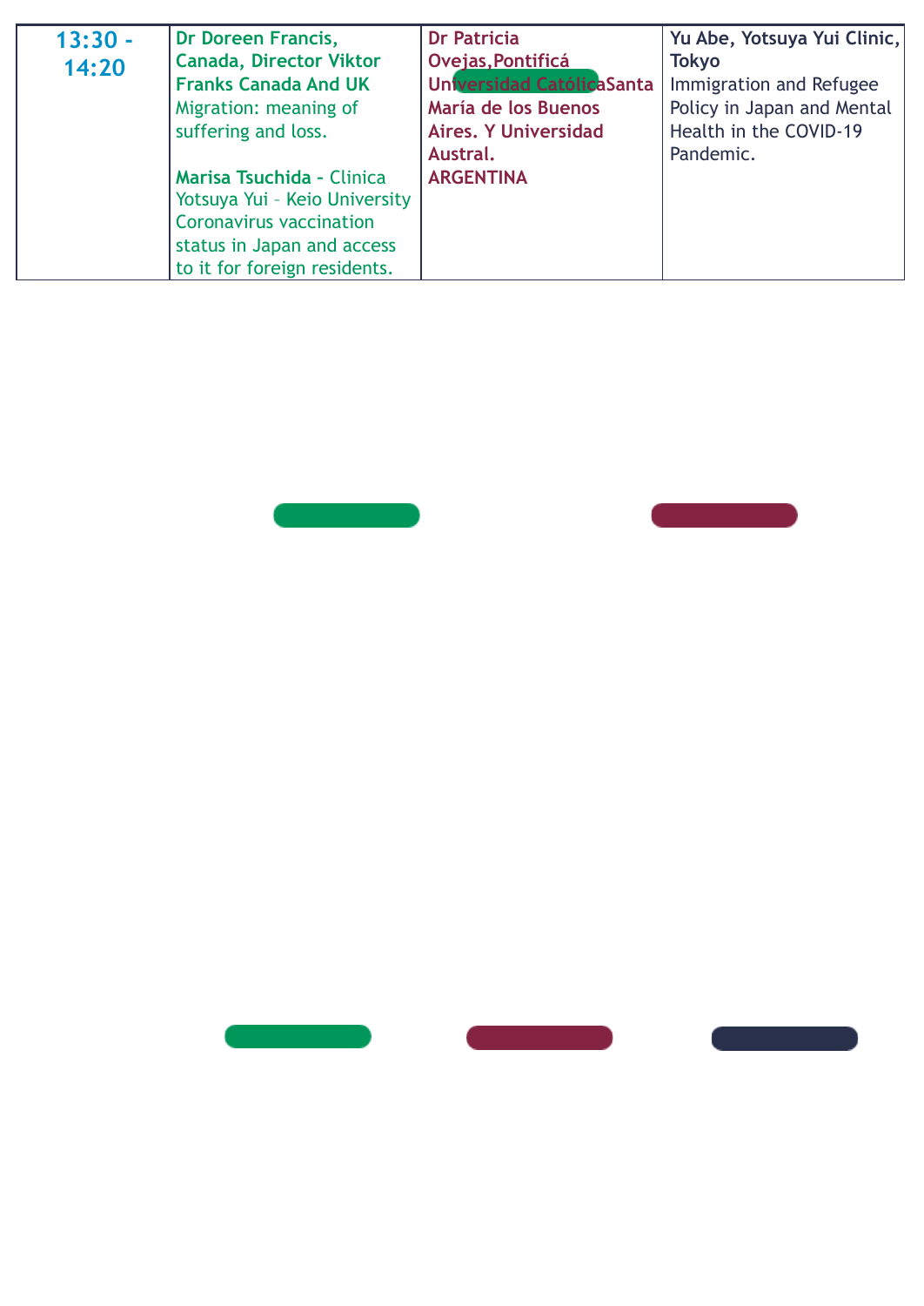| 13:30 - 14:20 | **Dr Doreen Francis, Canada, Director Viktor Franks Canada And UK** Migration: meaning of suffering and loss.<br><br>**Marisa Tsuchida -** Clinica Yotsuya Yui – Keio University Coronavirus vaccination status in Japan and access to it for foreign residents. | **Dr Patricia Ovejas,Pontificá Universidad CatólicaSanta María de los Buenos Aires. Y Universidad Austral. ARGENTINA** | **Yu Abe, Yotsuya Yui Clinic, Tokyo** Immigration and Refugee Policy in Japan and Mental Health in the COVID-19 Pandemic. |
|---|---|---|---|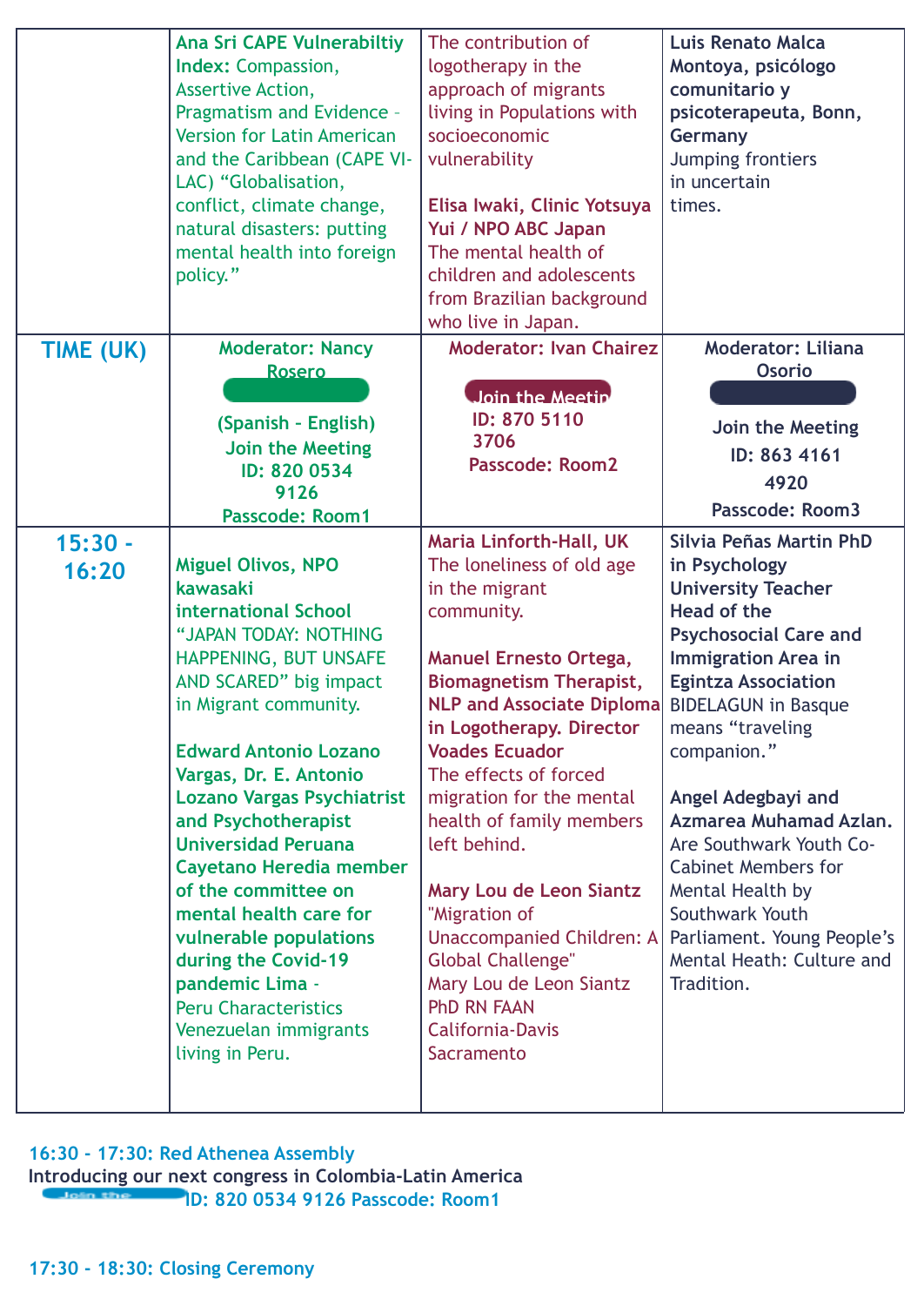| | | | |
|---|---|---|---|
| | **Ana Sri CAPE Vulnerabiltiy Index:** Compassion, Assertive Action, Pragmatism and Evidence - Version for Latin American and the Caribbean (CAPE VI-LAC) "Globalisation, conflict, climate change, natural disasters: putting mental health into foreign policy." | The contribution of logotherapy in the approach of migrants living in Populations with socioeconomic vulnerability<br><br>**Elisa Iwaki, Clinic Yotsuya Yui / NPO ABC Japan**<br>The mental health of children and adolescents from Brazilian background who live in Japan. | **Luis Renato Malca Montoya, psicólogo comunitario y psicoterapeuta, Bonn, Germany**<br>Jumping frontiers in uncertain times. |
| **TIME (UK)** | **Moderator: Nancy Rosero**<br>**(Spanish - English)**<br>**Join the Meeting**<br>**ID: 820 0534 9126**<br>**Passcode: Room1** | **Moderator: Ivan Chairez**<br>**Join the Meetin**<br>**ID: 870 5110 3706**<br>**Passcode: Room2** | **Moderator: Liliana Osorio**<br>**Join the Meeting**<br>**ID: 863 4161 4920**<br>**Passcode: Room3** |
| **15:30 - 16:20** | **Miguel Olivos, NPO kawasaki international School**<br>"JAPAN TODAY: NOTHING HAPPENING, BUT UNSAFE AND SCARED" big impact in Migrant community.<br><br>**Edward Antonio Lozano Vargas, Dr. E. Antonio Lozano Vargas Psychiatrist and Psychotherapist Universidad Peruana Cayetano Heredia member of the committee on mental health care for vulnerable populations during the Covid-19 pandemic Lima -**<br>Peru Characteristics Venezuelan immigrants living in Peru. | **Maria Linforth-Hall, UK**<br>The loneliness of old age in the migrant community.<br><br>**Manuel Ernesto Ortega, Biomagnetism Therapist, NLP and Associate Diploma in Logotherapy. Director Voades Ecuador**<br>The effects of forced migration for the mental health of family members left behind.<br><br>**Mary Lou de Leon Siantz**<br>"Migration of Unaccompanied Children: A Global Challenge"<br>Mary Lou de Leon Siantz PhD RN FAAN California-Davis Sacramento | **Silvia Peñas Martin PhD in Psychology University Teacher Head of the Psychosocial Care and Immigration Area in Egintza Association**<br>BIDELAGUN in Basque means "traveling companion."<br><br>**Angel Adegbayi and Azmarea Muhamad Azlan.**<br>Are Southwark Youth Co-Cabinet Members for Mental Health by Southwark Youth Parliament. Young People's Mental Heath: Culture and Tradition. |

**16:30 - 17:30: Red Athenea Assembly**
**Introducing our next congress in Colombia-Latin America**
Join the meeting ID: 820 0534 9126 Passcode: Room1

**17:30 - 18:30: Closing Ceremony**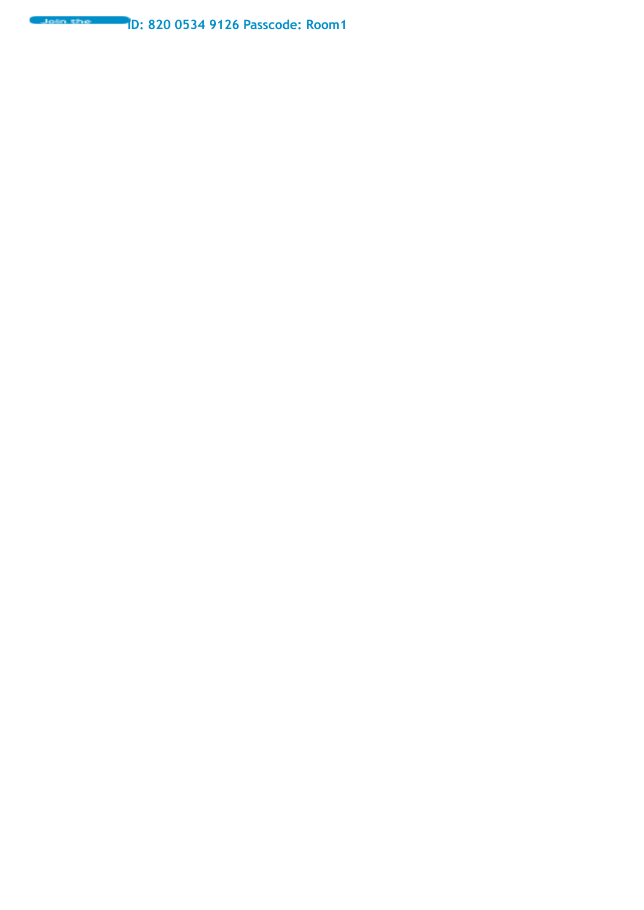Join the ID: 820 0534 9126 Passcode: Room1